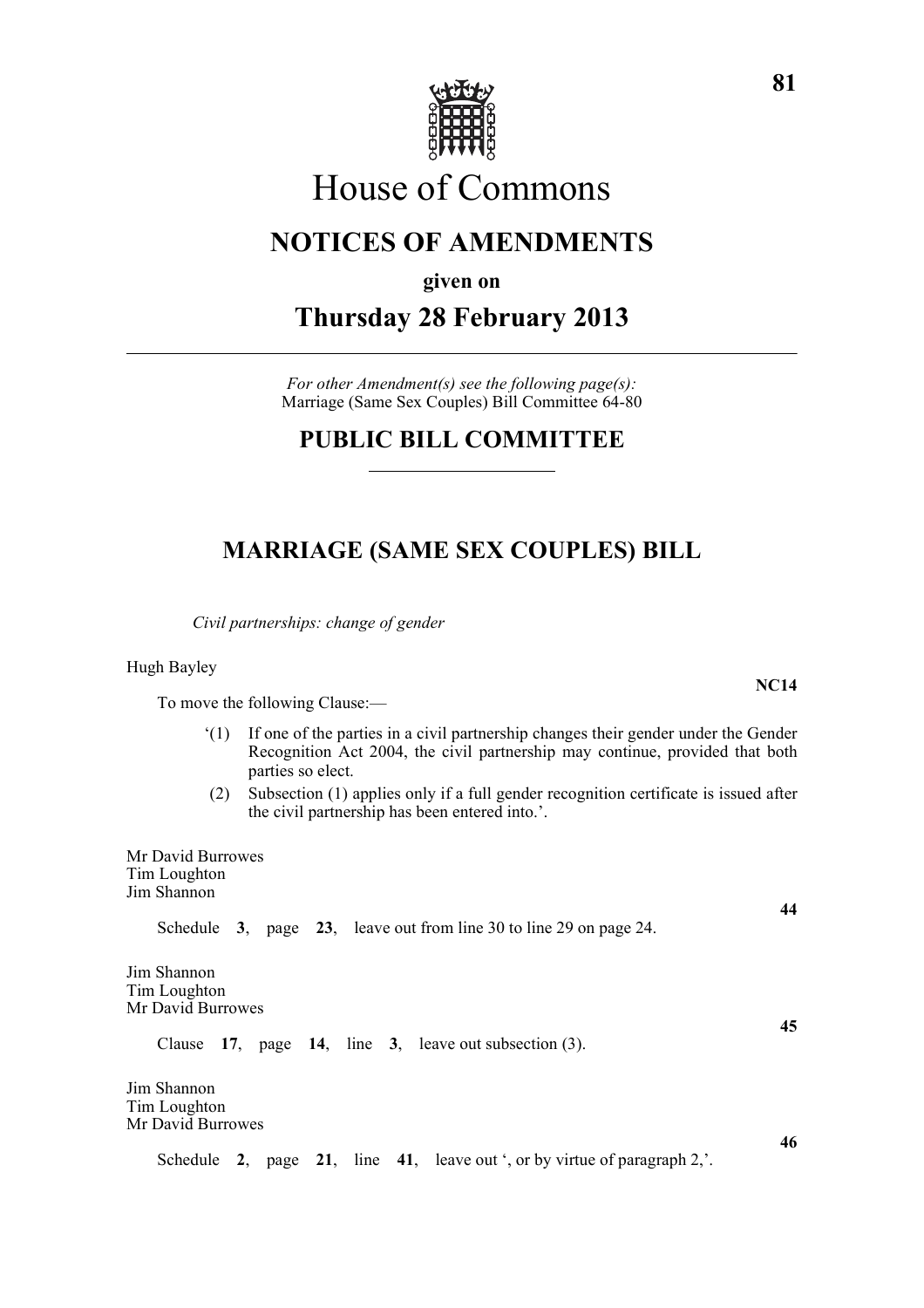# House of Commons

## NOTICES OF AMENDMENTS

**given on**

## Thursday 28 February 2013

*For other Amendment(s) see the following page(s):*
Marriage (Same Sex Couples) Bill Committee 64-80

## PUBLIC BILL COMMITTEE

## MARRIAGE (SAME SEX COUPLES) BILL

*Civil partnerships: change of gender*

Hugh Bayley

**NC14**

To move the following Clause:—

'(1) If one of the parties in a civil partnership changes their gender under the Gender Recognition Act 2004, the civil partnership may continue, provided that both parties so elect.

(2) Subsection (1) applies only if a full gender recognition certificate is issued after the civil partnership has been entered into.'.

Mr David Burrowes
Tim Loughton
Jim Shannon

**44**

Schedule **3**, page **23**, leave out from line 30 to line 29 on page 24.

Jim Shannon
Tim Loughton
Mr David Burrowes

**45**

Clause **17**, page **14**, line **3**, leave out subsection (3).

Jim Shannon
Tim Loughton
Mr David Burrowes

**46**

Schedule **2**, page **21**, line **41**, leave out ', or by virtue of paragraph 2,'.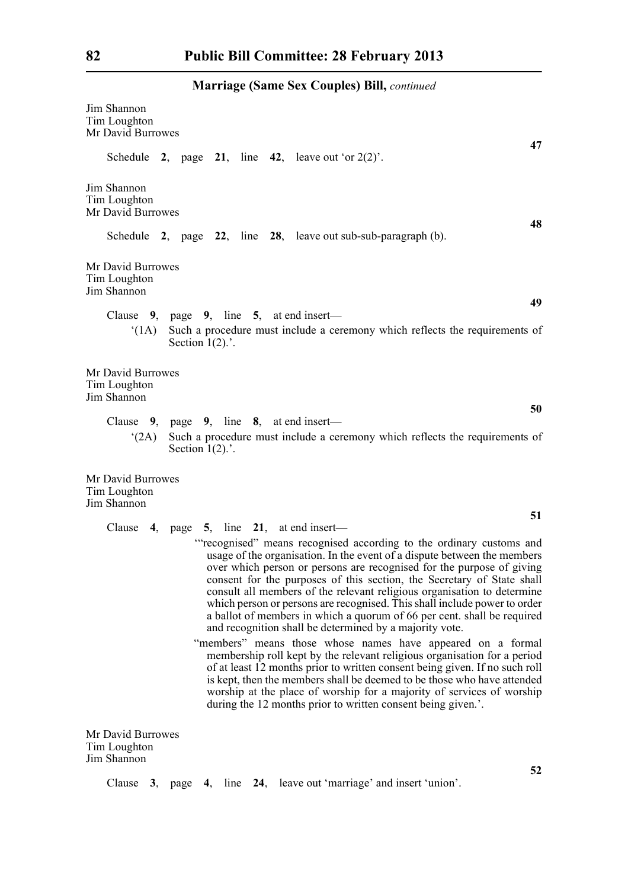Jim Shannon
Tim Loughton
Mr David Burrowes

**47**

Schedule **2**, page **21**, line **42**, leave out 'or 2(2)'.

Jim Shannon
Tim Loughton
Mr David Burrowes

**48**

Schedule **2**, page **22**, line **28**, leave out sub-sub-paragraph (b).

Mr David Burrowes
Tim Loughton
Jim Shannon

**49**

Clause **9**, page **9**, line **5**, at end insert—

'(1A) Such a procedure must include a ceremony which reflects the requirements of Section 1(2).'.

Mr David Burrowes
Tim Loughton
Jim Shannon

**50**

Clause **9**, page **9**, line **8**, at end insert—

'(2A) Such a procedure must include a ceremony which reflects the requirements of Section 1(2).'.

Mr David Burrowes
Tim Loughton
Jim Shannon

**51**

Clause **4**, page **5**, line **21**, at end insert—

'"recognised" means recognised according to the ordinary customs and usage of the organisation. In the event of a dispute between the members over which person or persons are recognised for the purpose of giving consent for the purposes of this section, the Secretary of State shall consult all members of the relevant religious organisation to determine which person or persons are recognised. This shall include power to order a ballot of members in which a quorum of 66 per cent. shall be required and recognition shall be determined by a majority vote.

"members" means those whose names have appeared on a formal membership roll kept by the relevant religious organisation for a period of at least 12 months prior to written consent being given. If no such roll is kept, then the members shall be deemed to be those who have attended worship at the place of worship for a majority of services of worship during the 12 months prior to written consent being given.'.

Mr David Burrowes
Tim Loughton
Jim Shannon

**52**

Clause **3**, page **4**, line **24**, leave out 'marriage' and insert 'union'.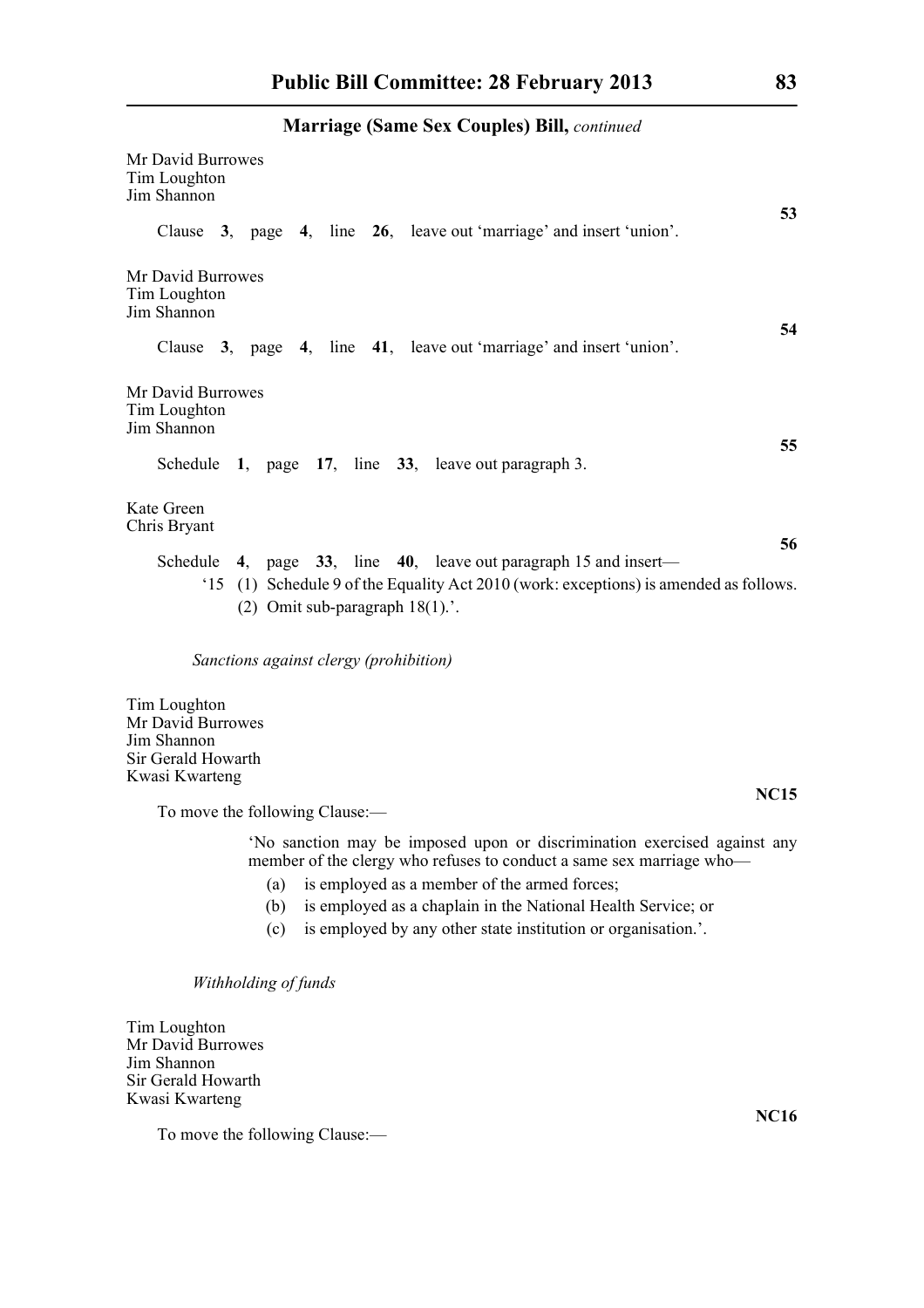Mr David Burrowes
Tim Loughton
Jim Shannon

**53**

Clause **3**, page **4**, line **26**, leave out 'marriage' and insert 'union'.

Mr David Burrowes
Tim Loughton
Jim Shannon

**54**

Clause **3**, page **4**, line **41**, leave out 'marriage' and insert 'union'.

Mr David Burrowes
Tim Loughton
Jim Shannon

**55**

Schedule **1**, page **17**, line **33**, leave out paragraph 3.

Kate Green
Chris Bryant

**56**

Schedule **4**, page **33**, line **40**, leave out paragraph 15 and insert—

'15 (1) Schedule 9 of the Equality Act 2010 (work: exceptions) is amended as follows.

(2) Omit sub-paragraph 18(1).'.

*Sanctions against clergy (prohibition)*

Tim Loughton
Mr David Burrowes
Jim Shannon
Sir Gerald Howarth
Kwasi Kwarteng

**NC15**

To move the following Clause:—

'No sanction may be imposed upon or discrimination exercised against any member of the clergy who refuses to conduct a same sex marriage who—

(a) is employed as a member of the armed forces;

(b) is employed as a chaplain in the National Health Service; or

(c) is employed by any other state institution or organisation.'.

*Withholding of funds*

Tim Loughton
Mr David Burrowes
Jim Shannon
Sir Gerald Howarth
Kwasi Kwarteng

**NC16**

To move the following Clause:—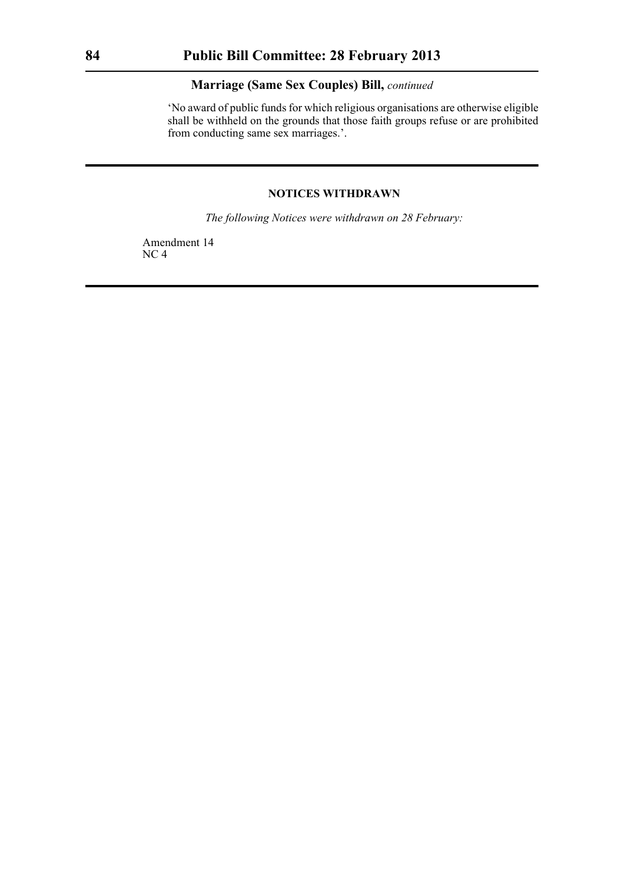**Marriage (Same Sex Couples) Bill,** *continued*

'No award of public funds for which religious organisations are otherwise eligible shall be withheld on the grounds that those faith groups refuse or are prohibited from conducting same sex marriages.'.

## NOTICES WITHDRAWN

*The following Notices were withdrawn on 28 February:*

Amendment 14
NC 4